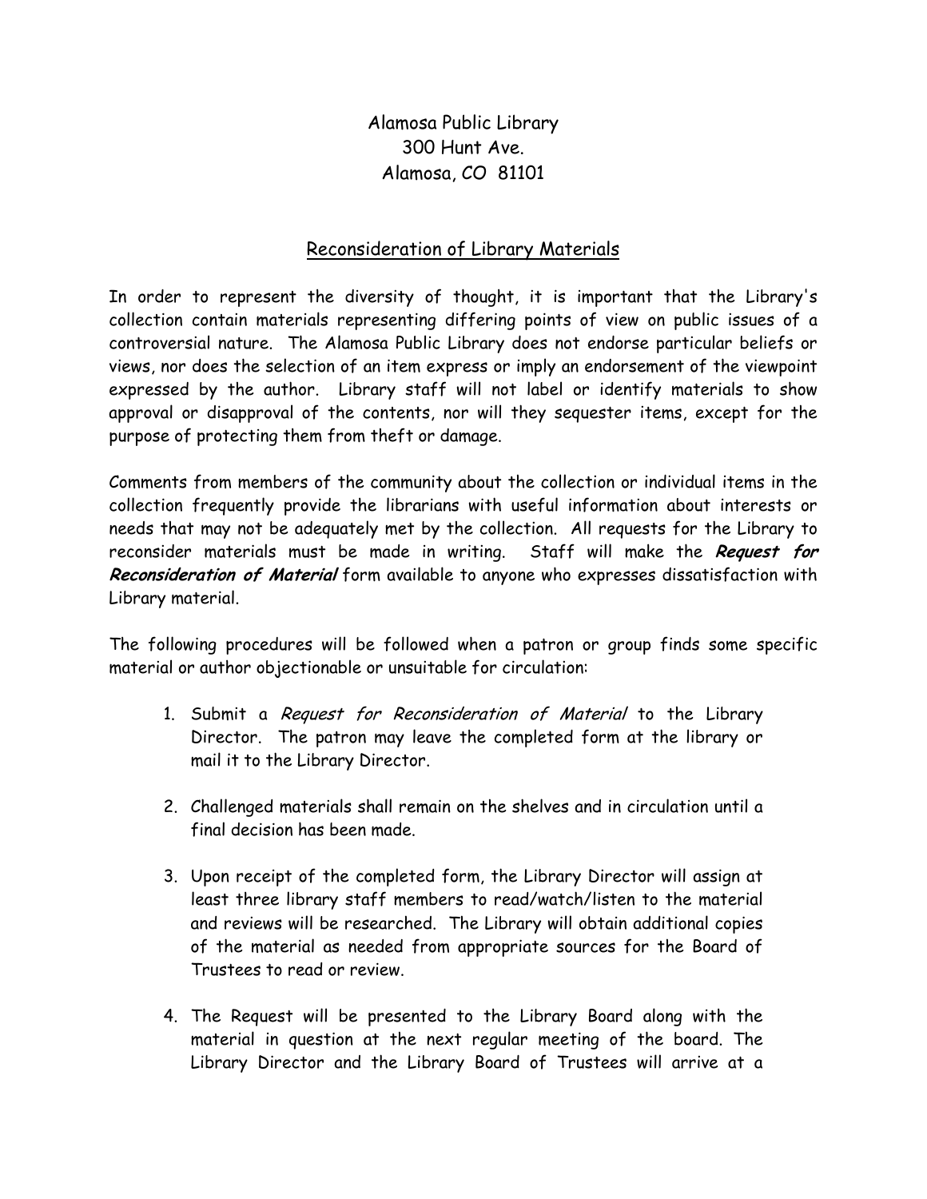Alamosa Public Library
300 Hunt Ave.
Alamosa, CO 81101

## Reconsideration of Library Materials

In order to represent the diversity of thought, it is important that the Library's collection contain materials representing differing points of view on public issues of a controversial nature. The Alamosa Public Library does not endorse particular beliefs or views, nor does the selection of an item express or imply an endorsement of the viewpoint expressed by the author. Library staff will not label or identify materials to show approval or disapproval of the contents, nor will they sequester items, except for the purpose of protecting them from theft or damage.

Comments from members of the community about the collection or individual items in the collection frequently provide the librarians with useful information about interests or needs that may not be adequately met by the collection. All requests for the Library to reconsider materials must be made in writing. Staff will make the ***Request for Reconsideration of Material*** form available to anyone who expresses dissatisfaction with Library material.

The following procedures will be followed when a patron or group finds some specific material or author objectionable or unsuitable for circulation:

1. Submit a *Request for Reconsideration of Material* to the Library Director. The patron may leave the completed form at the library or mail it to the Library Director.

2. Challenged materials shall remain on the shelves and in circulation until a final decision has been made.

3. Upon receipt of the completed form, the Library Director will assign at least three library staff members to read/watch/listen to the material and reviews will be researched. The Library will obtain additional copies of the material as needed from appropriate sources for the Board of Trustees to read or review.

4. The Request will be presented to the Library Board along with the material in question at the next regular meeting of the board. The Library Director and the Library Board of Trustees will arrive at a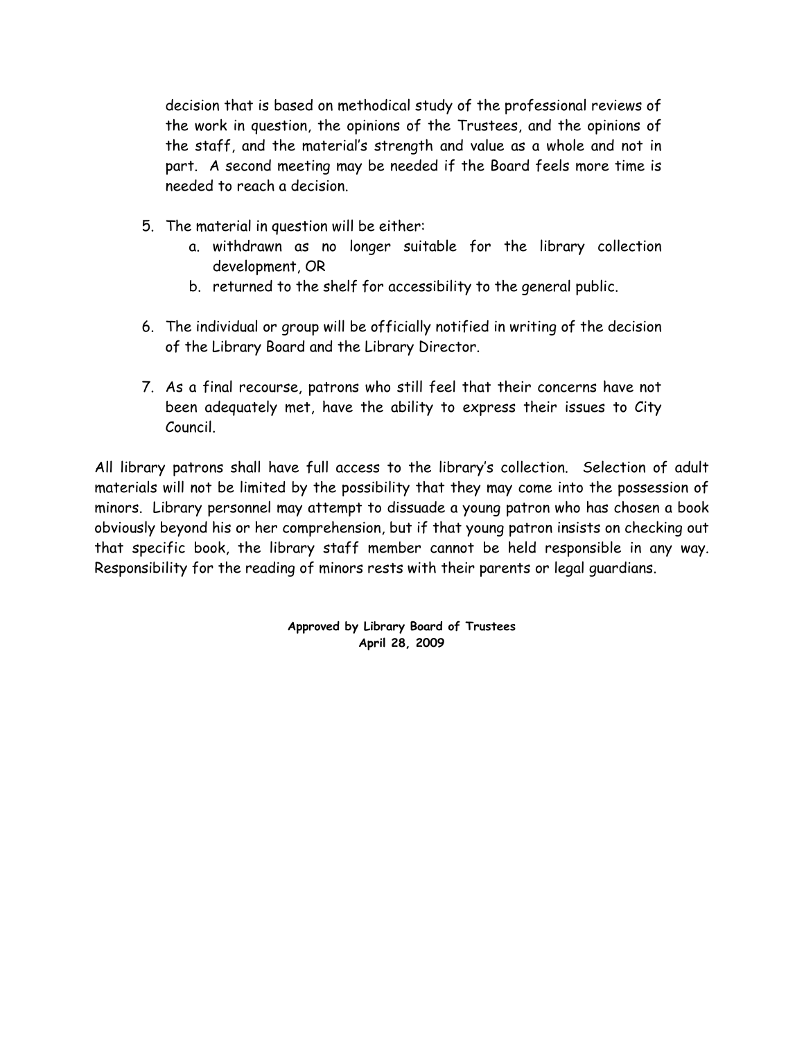decision that is based on methodical study of the professional reviews of the work in question, the opinions of the Trustees, and the opinions of the staff, and the material's strength and value as a whole and not in part. A second meeting may be needed if the Board feels more time is needed to reach a decision.

5. The material in question will be either:
    a. withdrawn as no longer suitable for the library collection development, OR
    b. returned to the shelf for accessibility to the general public.

6. The individual or group will be officially notified in writing of the decision of the Library Board and the Library Director.

7. As a final recourse, patrons who still feel that their concerns have not been adequately met, have the ability to express their issues to City Council.

All library patrons shall have full access to the library's collection. Selection of adult materials will not be limited by the possibility that they may come into the possession of minors. Library personnel may attempt to dissuade a young patron who has chosen a book obviously beyond his or her comprehension, but if that young patron insists on checking out that specific book, the library staff member cannot be held responsible in any way. Responsibility for the reading of minors rests with their parents or legal guardians.

**Approved by Library Board of Trustees**
**April 28, 2009**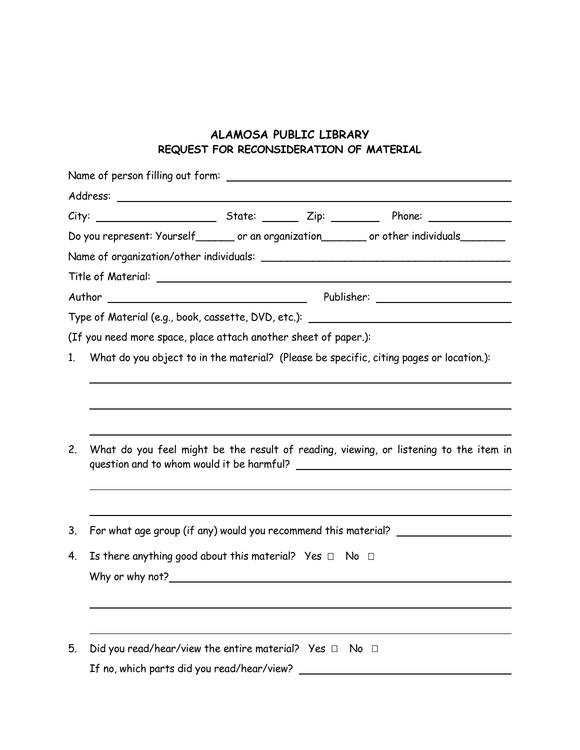## ALAMOSA PUBLIC LIBRARY
## REQUEST FOR RECONSIDERATION OF MATERIAL

Name of person filling out form: ______________________________________________

Address: ______________________________________________

City: ____________________ State: ______ Zip: ________ Phone: ______________

Do you represent: Yourself______ or an organization_______ or other individuals_______

Name of organization/other individuals: ______________________________________________

Title of Material: ______________________________________________

Author ______________________________ Publisher: ______________________

Type of Material (e.g., book, cassette, DVD, etc.): ______________________________

(If you need more space, place attach another sheet of paper.):

1. What do you object to in the material? (Please be specific, citing pages or location.):

   ______________________________________________

   ______________________________________________

   ______________________________________________

2. What do you feel might be the result of reading, viewing, or listening to the item in question and to whom would it be harmful? ______________________________

   ______________________________________________

   ______________________________________________

3. For what age group (if any) would you recommend this material? __________________

4. Is there anything good about this material? Yes ☐ No ☐

   Why or why not?______________________________________________

   ______________________________________________

   ______________________________________________

5. Did you read/hear/view the entire material? Yes ☐ No ☐

   If no, which parts did you read/hear/view? ______________________________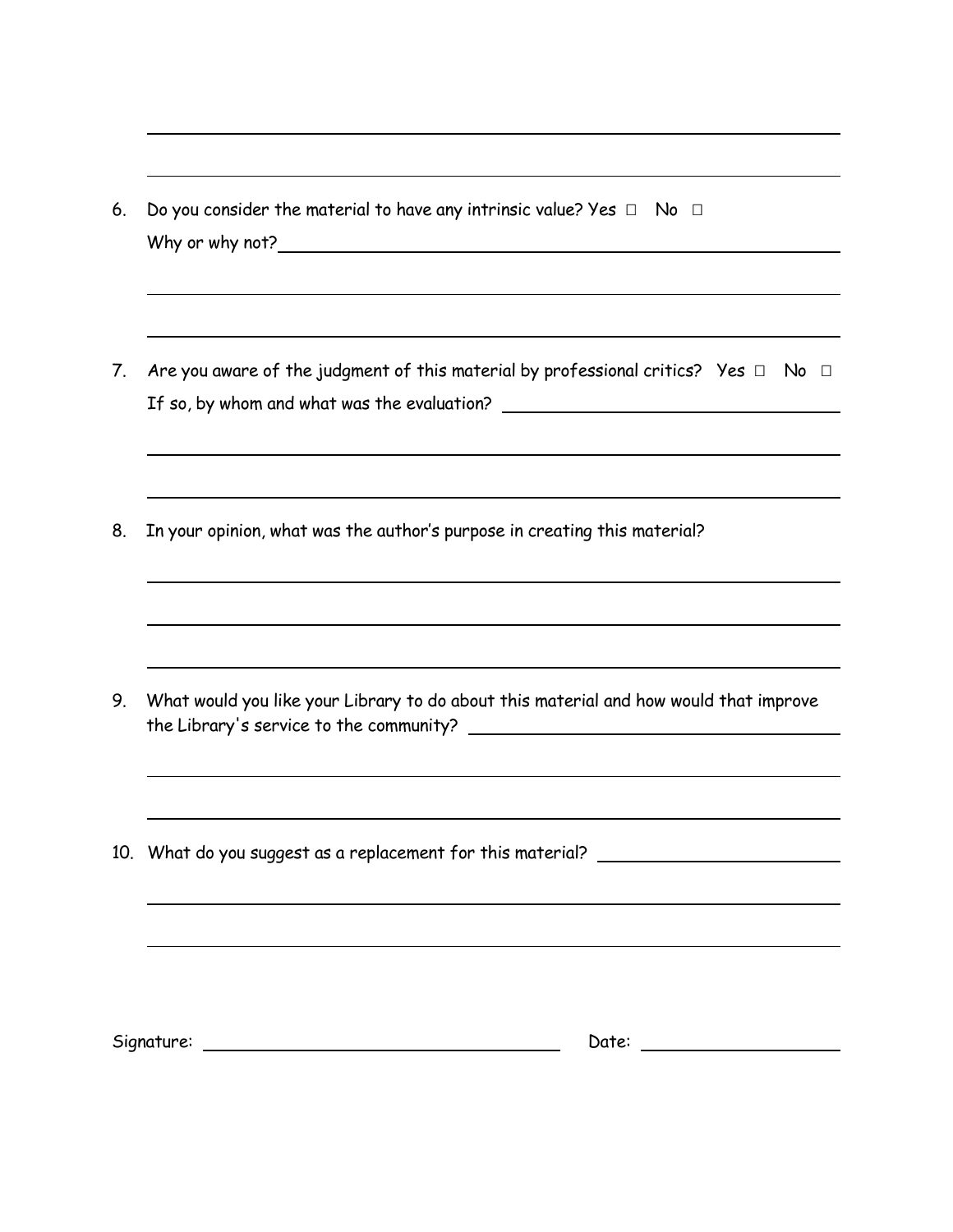6. Do you consider the material to have any intrinsic value? Yes ☐ No ☐
   Why or why not?

7. Are you aware of the judgment of this material by professional critics? Yes ☐ No ☐
   If so, by whom and what was the evaluation?

8. In your opinion, what was the author's purpose in creating this material?

9. What would you like your Library to do about this material and how would that improve the Library's service to the community?

10. What do you suggest as a replacement for this material?

Signature: ______________________ Date: ______________